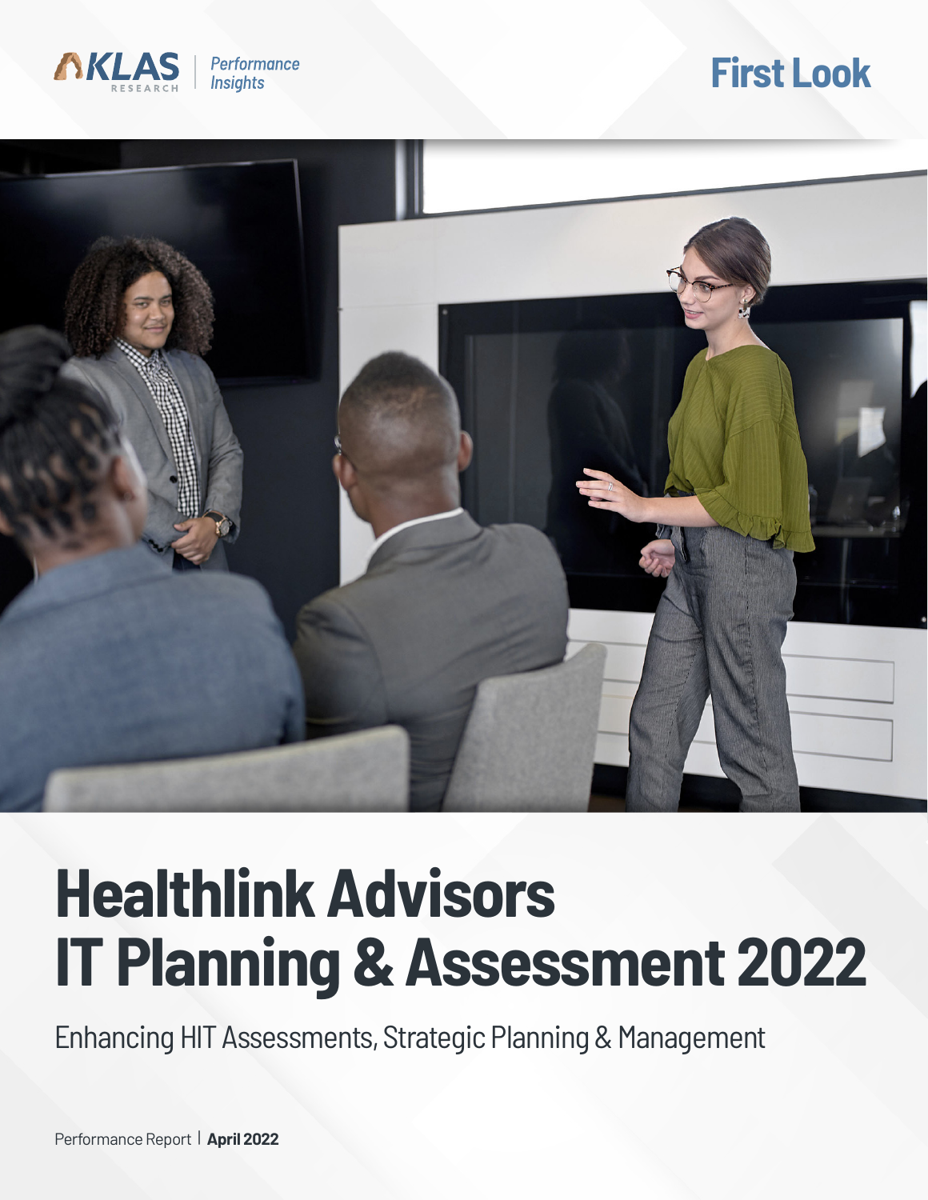KLAS RESEARCH | Performance Insights

First Look

# Healthlink Advisors IT Planning & Assessment 2022

Enhancing HIT Assessments, Strategic Planning & Management

Performance Report | **April 2022**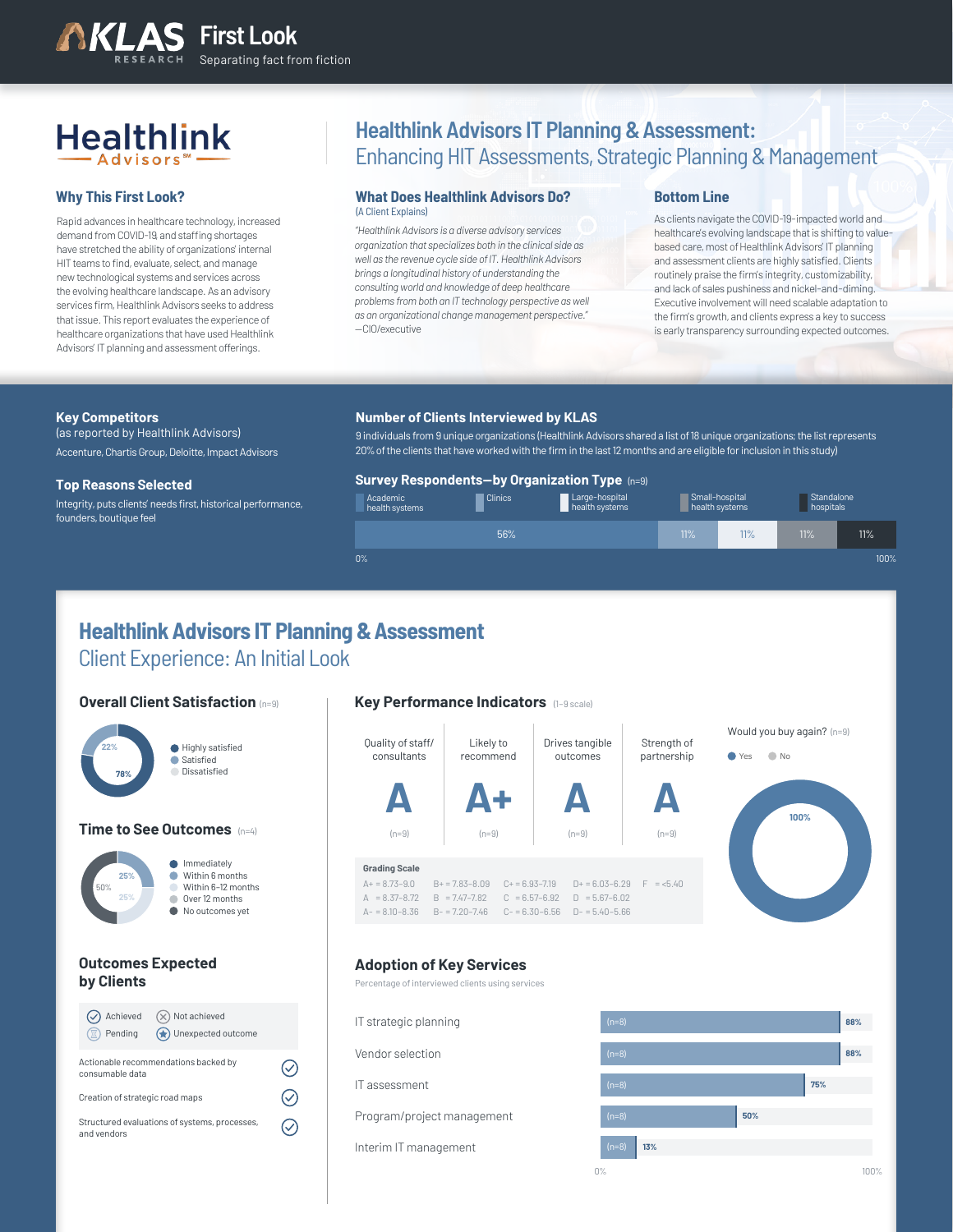# KLAS Research First Look

Separating fact from fiction

**Healthlink Advisors**

## Healthlink Advisors IT Planning & Assessment: Enhancing HIT Assessments, Strategic Planning & Management

### Why This First Look?

Rapid advances in healthcare technology, increased demand from COVID-19, and staffing shortages have stretched the ability of organizations' internal HIT teams to find, evaluate, select, and manage new technological systems and services across the evolving healthcare landscape. As an advisory services firm, Healthlink Advisors seeks to address that issue. This report evaluates the experience of healthcare organizations that have used Healthlink Advisors' IT planning and assessment offerings.

### What Does Healthlink Advisors Do?

(A Client Explains)

*"Healthlink Advisors is a diverse advisory services organization that specializes both in the clinical side as well as the revenue cycle side of IT. Healthlink Advisors brings a longitudinal history of understanding the consulting world and knowledge of deep healthcare problems from both an IT technology perspective as well as an organizational change management perspective."*
—CIO/executive

### Bottom Line

As clients navigate the COVID-19-impacted world and healthcare's evolving landscape that is shifting to value-based care, most of Healthlink Advisors' IT planning and assessment clients are highly satisfied. Clients routinely praise the firm's integrity, customizability, and lack of sales pushiness and nickel-and-diming. Executive involvement will need scalable adaptation to the firm's growth, and clients express a key to success is early transparency surrounding expected outcomes.

### Key Competitors

(as reported by Healthlink Advisors)

Accenture, Chartis Group, Deloitte, Impact Advisors

### Top Reasons Selected

Integrity, puts clients' needs first, historical performance, founders, boutique feel

### Number of Clients Interviewed by KLAS

9 individuals from 9 unique organizations (Healthlink Advisors shared a list of 18 unique organizations; the list represents 20% of the clients that have worked with the firm in the last 12 months and are eligible for inclusion in this study)

### Survey Respondents—by Organization Type (n=9)

| Academic health systems | Clinics | Large-hospital health systems | Small-hospital health systems | Standalone hospitals |
|---|---|---|---|---|
| 56% | 11% | 11% | 11% | 11% |

## Healthlink Advisors IT Planning & Assessment
## Client Experience: An Initial Look

### Overall Client Satisfaction (n=9)

- Highly satisfied: 78%
- Satisfied: 22%
- Dissatisfied

### Time to See Outcomes (n=4)

- Immediately
- Within 6 months: 25%
- Within 6–12 months: 25%
- Over 12 months
- No outcomes yet: 50%

### Outcomes Expected by Clients

Legend: Achieved, Not achieved, Pending, Unexpected outcome

| Outcome | Status |
|---|---|
| Actionable recommendations backed by consumable data | Achieved |
| Creation of strategic road maps | Achieved |
| Structured evaluations of systems, processes, and vendors | Achieved |

### Key Performance Indicators (1–9 scale)

| Quality of staff/consultants | Likely to recommend | Drives tangible outcomes | Strength of partnership |
|---|---|---|---|
| A (n=9) | A+ (n=9) | A (n=9) | A (n=9) |

**Grading Scale**

| | | | | |
|---|---|---|---|---|
| A+ = 8.73–9.0 | B+ = 7.83–8.09 | C+ = 6.93–7.19 | D+ = 6.03–6.29 | F = <5.40 |
| A = 8.37–8.72 | B = 7.47–7.82 | C = 6.57–6.92 | D = 5.67–6.02 | |
| A- = 8.10–8.36 | B- = 7.20–7.46 | C- = 6.30–6.56 | D- = 5.40–5.66 | |

### Would you buy again? (n=9)

- Yes: 100%
- No

### Adoption of Key Services

Percentage of interviewed clients using services

| Service | n | % |
|---|---|---|
| IT strategic planning | (n=8) | 88% |
| Vendor selection | (n=8) | 88% |
| IT assessment | (n=8) | 75% |
| Program/project management | (n=8) | 50% |
| Interim IT management | (n=8) | 13% |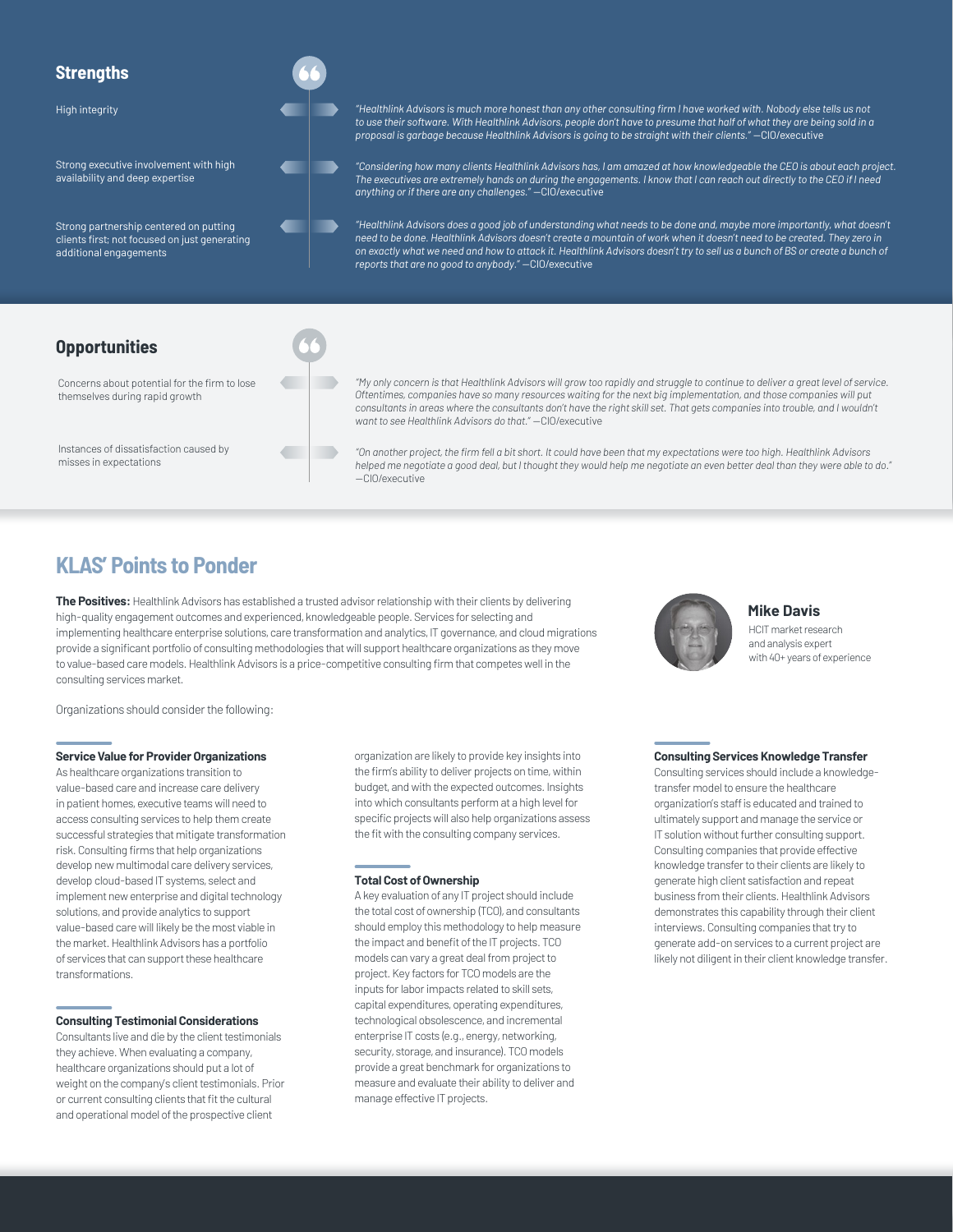## Strengths

High integrity

*"Healthlink Advisors is much more honest than any other consulting firm I have worked with. Nobody else tells us not to use their software. With Healthlink Advisors, people don't have to presume that half of what they are being sold in a proposal is garbage because Healthlink Advisors is going to be straight with their clients."* —CIO/executive

Strong executive involvement with high availability and deep expertise

*"Considering how many clients Healthlink Advisors has, I am amazed at how knowledgeable the CEO is about each project. The executives are extremely hands on during the engagements. I know that I can reach out directly to the CEO if I need anything or if there are any challenges."* —CIO/executive

Strong partnership centered on putting clients first; not focused on just generating additional engagements

*"Healthlink Advisors does a good job of understanding what needs to be done and, maybe more importantly, what doesn't need to be done. Healthlink Advisors doesn't create a mountain of work when it doesn't need to be created. They zero in on exactly what we need and how to attack it. Healthlink Advisors doesn't try to sell us a bunch of BS or create a bunch of reports that are no good to anybody."* —CIO/executive

## Opportunities

Concerns about potential for the firm to lose themselves during rapid growth

*"My only concern is that Healthlink Advisors will grow too rapidly and struggle to continue to deliver a great level of service. Oftentimes, companies have so many resources waiting for the next big implementation, and those companies will put consultants in areas where the consultants don't have the right skill set. That gets companies into trouble, and I wouldn't want to see Healthlink Advisors do that."* —CIO/executive

Instances of dissatisfaction caused by misses in expectations

*"On another project, the firm fell a bit short. It could have been that my expectations were too high. Healthlink Advisors helped me negotiate a good deal, but I thought they would help me negotiate an even better deal than they were able to do."* —CIO/executive

## KLAS' Points to Ponder

**The Positives:** Healthlink Advisors has established a trusted advisor relationship with their clients by delivering high-quality engagement outcomes and experienced, knowledgeable people. Services for selecting and implementing healthcare enterprise solutions, care transformation and analytics, IT governance, and cloud migrations provide a significant portfolio of consulting methodologies that will support healthcare organizations as they move to value-based care models. Healthlink Advisors is a price-competitive consulting firm that competes well in the consulting services market.

**Mike Davis**
HCIT market research and analysis expert with 40+ years of experience

Organizations should consider the following:

#### Service Value for Provider Organizations

As healthcare organizations transition to value-based care and increase care delivery in patient homes, executive teams will need to access consulting services to help them create successful strategies that mitigate transformation risk. Consulting firms that help organizations develop new multimodal care delivery services, develop cloud-based IT systems, select and implement new enterprise and digital technology solutions, and provide analytics to support value-based care will likely be the most viable in the market. Healthlink Advisors has a portfolio of services that can support these healthcare transformations.

#### Consulting Testimonial Considerations

Consultants live and die by the client testimonials they achieve. When evaluating a company, healthcare organizations should put a lot of weight on the company's client testimonials. Prior or current consulting clients that fit the cultural and operational model of the prospective client organization are likely to provide key insights into the firm's ability to deliver projects on time, within budget, and with the expected outcomes. Insights into which consultants perform at a high level for specific projects will also help organizations assess the fit with the consulting company services.

#### Total Cost of Ownership

A key evaluation of any IT project should include the total cost of ownership (TCO), and consultants should employ this methodology to help measure the impact and benefit of the IT projects. TCO models can vary a great deal from project to project. Key factors for TCO models are the inputs for labor impacts related to skill sets, capital expenditures, operating expenditures, technological obsolescence, and incremental enterprise IT costs (e.g., energy, networking, security, storage, and insurance). TCO models provide a great benchmark for organizations to measure and evaluate their ability to deliver and manage effective IT projects.

#### Consulting Services Knowledge Transfer

Consulting services should include a knowledge-transfer model to ensure the healthcare organization's staff is educated and trained to ultimately support and manage the service or IT solution without further consulting support. Consulting companies that provide effective knowledge transfer to their clients are likely to generate high client satisfaction and repeat business from their clients. Healthlink Advisors demonstrates this capability through their client interviews. Consulting companies that try to generate add-on services to a current project are likely not diligent in their client knowledge transfer.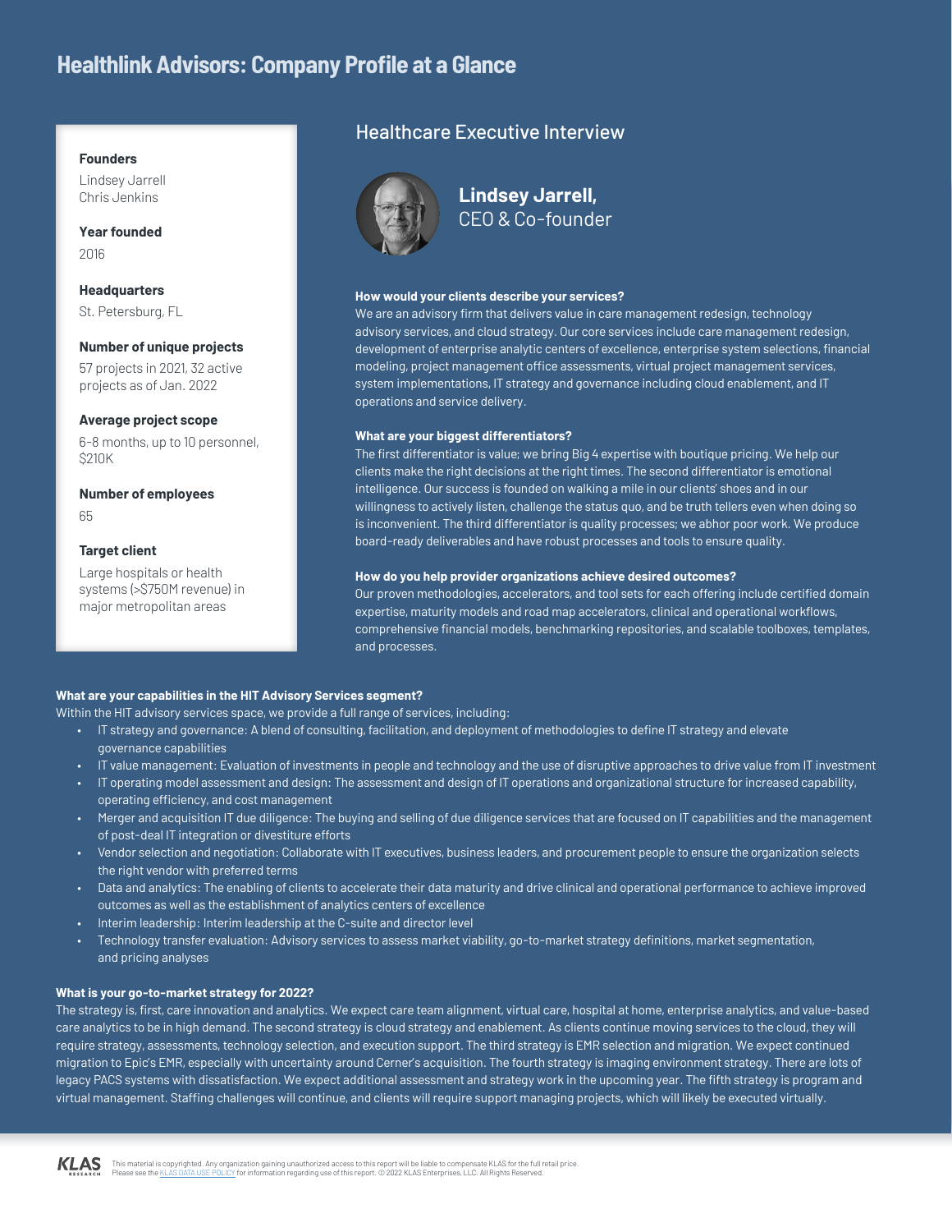# Healthlink Advisors: Company Profile at a Glance

**Founders**
Lindsey Jarrell
Chris Jenkins

**Year founded**
2016

**Headquarters**
St. Petersburg, FL

**Number of unique projects**
57 projects in 2021, 32 active projects as of Jan. 2022

**Average project scope**
6-8 months, up to 10 personnel, $210K

**Number of employees**
65

**Target client**
Large hospitals or health systems (>$750M revenue) in major metropolitan areas

## Healthcare Executive Interview

**Lindsey Jarrell,**
CEO & Co-founder

**How would your clients describe your services?**
We are an advisory firm that delivers value in care management redesign, technology advisory services, and cloud strategy. Our core services include care management redesign, development of enterprise analytic centers of excellence, enterprise system selections, financial modeling, project management office assessments, virtual project management services, system implementations, IT strategy and governance including cloud enablement, and IT operations and service delivery.

**What are your biggest differentiators?**
The first differentiator is value; we bring Big 4 expertise with boutique pricing. We help our clients make the right decisions at the right times. The second differentiator is emotional intelligence. Our success is founded on walking a mile in our clients' shoes and in our willingness to actively listen, challenge the status quo, and be truth tellers even when doing so is inconvenient. The third differentiator is quality processes; we abhor poor work. We produce board-ready deliverables and have robust processes and tools to ensure quality.

**How do you help provider organizations achieve desired outcomes?**
Our proven methodologies, accelerators, and tool sets for each offering include certified domain expertise, maturity models and road map accelerators, clinical and operational workflows, comprehensive financial models, benchmarking repositories, and scalable toolboxes, templates, and processes.

**What are your capabilities in the HIT Advisory Services segment?**
Within the HIT advisory services space, we provide a full range of services, including:

- IT strategy and governance: A blend of consulting, facilitation, and deployment of methodologies to define IT strategy and elevate governance capabilities
- IT value management: Evaluation of investments in people and technology and the use of disruptive approaches to drive value from IT investment
- IT operating model assessment and design: The assessment and design of IT operations and organizational structure for increased capability, operating efficiency, and cost management
- Merger and acquisition IT due diligence: The buying and selling of due diligence services that are focused on IT capabilities and the management of post-deal IT integration or divestiture efforts
- Vendor selection and negotiation: Collaborate with IT executives, business leaders, and procurement people to ensure the organization selects the right vendor with preferred terms
- Data and analytics: The enabling of clients to accelerate their data maturity and drive clinical and operational performance to achieve improved outcomes as well as the establishment of analytics centers of excellence
- Interim leadership: Interim leadership at the C-suite and director level
- Technology transfer evaluation: Advisory services to assess market viability, go-to-market strategy definitions, market segmentation, and pricing analyses

**What is your go-to-market strategy for 2022?**
The strategy is, first, care innovation and analytics. We expect care team alignment, virtual care, hospital at home, enterprise analytics, and value-based care analytics to be in high demand. The second strategy is cloud strategy and enablement. As clients continue moving services to the cloud, they will require strategy, assessments, technology selection, and execution support. The third strategy is EMR selection and migration. We expect continued migration to Epic's EMR, especially with uncertainty around Cerner's acquisition. The fourth strategy is imaging environment strategy. There are lots of legacy PACS systems with dissatisfaction. We expect additional assessment and strategy work in the upcoming year. The fifth strategy is program and virtual management. Staffing challenges will continue, and clients will require support managing projects, which will likely be executed virtually.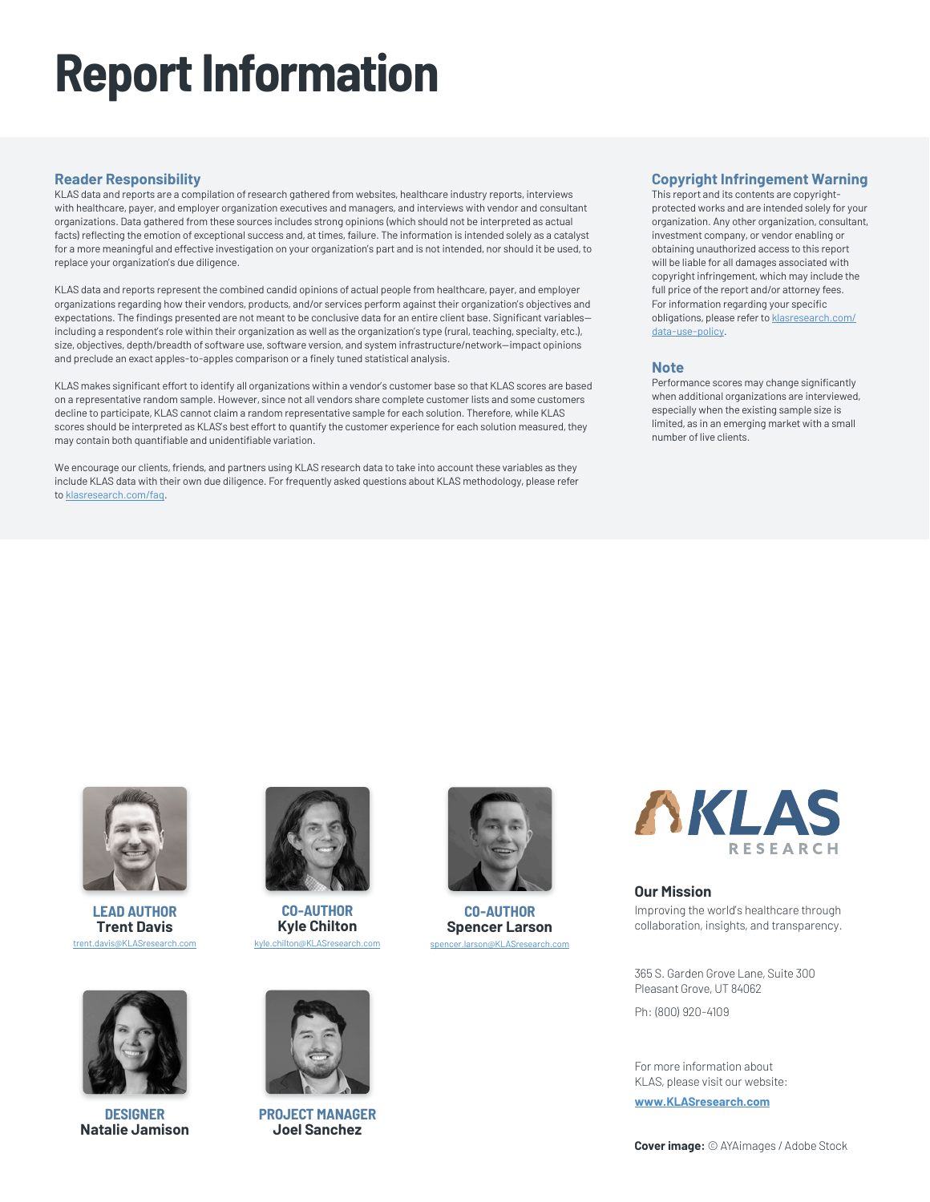# Report Information

## Reader Responsibility

KLAS data and reports are a compilation of research gathered from websites, healthcare industry reports, interviews with healthcare, payer, and employer organization executives and managers, and interviews with vendor and consultant organizations. Data gathered from these sources includes strong opinions (which should not be interpreted as actual facts) reflecting the emotion of exceptional success and, at times, failure. The information is intended solely as a catalyst for a more meaningful and effective investigation on your organization's part and is not intended, nor should it be used, to replace your organization's due diligence.

KLAS data and reports represent the combined candid opinions of actual people from healthcare, payer, and employer organizations regarding how their vendors, products, and/or services perform against their organization's objectives and expectations. The findings presented are not meant to be conclusive data for an entire client base. Significant variables—including a respondent's role within their organization as well as the organization's type (rural, teaching, specialty, etc.), size, objectives, depth/breadth of software use, software version, and system infrastructure/network—impact opinions and preclude an exact apples-to-apples comparison or a finely tuned statistical analysis.

KLAS makes significant effort to identify all organizations within a vendor's customer base so that KLAS scores are based on a representative random sample. However, since not all vendors share complete customer lists and some customers decline to participate, KLAS cannot claim a random representative sample for each solution. Therefore, while KLAS scores should be interpreted as KLAS's best effort to quantify the customer experience for each solution measured, they may contain both quantifiable and unidentifiable variation.

We encourage our clients, friends, and partners using KLAS research data to take into account these variables as they include KLAS data with their own due diligence. For frequently asked questions about KLAS methodology, please refer to klasresearch.com/faq.

## Copyright Infringement Warning

This report and its contents are copyright-protected works and are intended solely for your organization. Any other organization, consultant, investment company, or vendor enabling or obtaining unauthorized access to this report will be liable for all damages associated with copyright infringement, which may include the full price of the report and/or attorney fees. For information regarding your specific obligations, please refer to klasresearch.com/data-use-policy.

## Note

Performance scores may change significantly when additional organizations are interviewed, especially when the existing sample size is limited, as in an emerging market with a small number of live clients.

**LEAD AUTHOR**
**Trent Davis**
trent.davis@KLASresearch.com

**CO-AUTHOR**
**Kyle Chilton**
kyle.chilton@KLASresearch.com

**CO-AUTHOR**
**Spencer Larson**
spencer.larson@KLASresearch.com

**DESIGNER**
**Natalie Jamison**

**PROJECT MANAGER**
**Joel Sanchez**

KLAS RESEARCH

### Our Mission

Improving the world's healthcare through collaboration, insights, and transparency.

365 S. Garden Grove Lane, Suite 300
Pleasant Grove, UT 84062

Ph: (800) 920-4109

For more information about KLAS, please visit our website:

**www.KLASresearch.com**

**Cover image:** © AYAimages / Adobe Stock